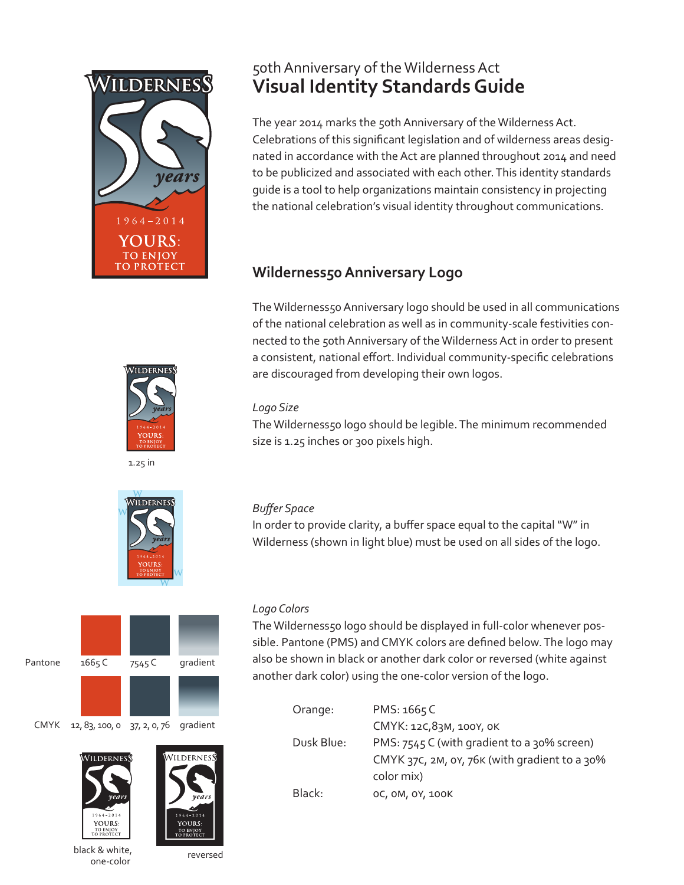50th Anniversary of the Wilderness Act
# Visual Identity Standards Guide

The year 2014 marks the 50th Anniversary of the Wilderness Act. Celebrations of this significant legislation and of wilderness areas designated in accordance with the Act are planned throughout 2014 and need to be publicized and associated with each other. This identity standards guide is a tool to help organizations maintain consistency in projecting the national celebration's visual identity throughout communications.

## Wilderness50 Anniversary Logo

The Wilderness50 Anniversary logo should be used in all communications of the national celebration as well as in community-scale festivities connected to the 50th Anniversary of the Wilderness Act in order to present a consistent, national effort. Individual community-specific celebrations are discouraged from developing their own logos.

*Logo Size*
The Wilderness50 logo should be legible. The minimum recommended size is 1.25 inches or 300 pixels high.

1.25 in

*Buffer Space*
In order to provide clarity, a buffer space equal to the capital "W" in Wilderness (shown in light blue) must be used on all sides of the logo.

*Logo Colors*
The Wilderness50 logo should be displayed in full-color whenever possible. Pantone (PMS) and CMYK colors are defined below. The logo may also be shown in black or another dark color or reversed (white against another dark color) using the one-color version of the logo.

| | |
|---|---|
| Orange: | PMS: 1665 C |
| | CMYK: 12C,83M, 100Y, 0K |
| Dusk Blue: | PMS: 7545 C (with gradient to a 30% screen) |
| | CMYK 37C, 2M, 0Y, 76K (with gradient to a 30% color mix) |
| Black: | 0C, 0M, 0Y, 100K |

| | | | |
|---|---|---|---|
| Pantone | 1665 C | 7545 C | gradient |
| CMYK | 12, 83, 100, 0 | 37, 2, 0, 76 | gradient |

black & white, one-color

reversed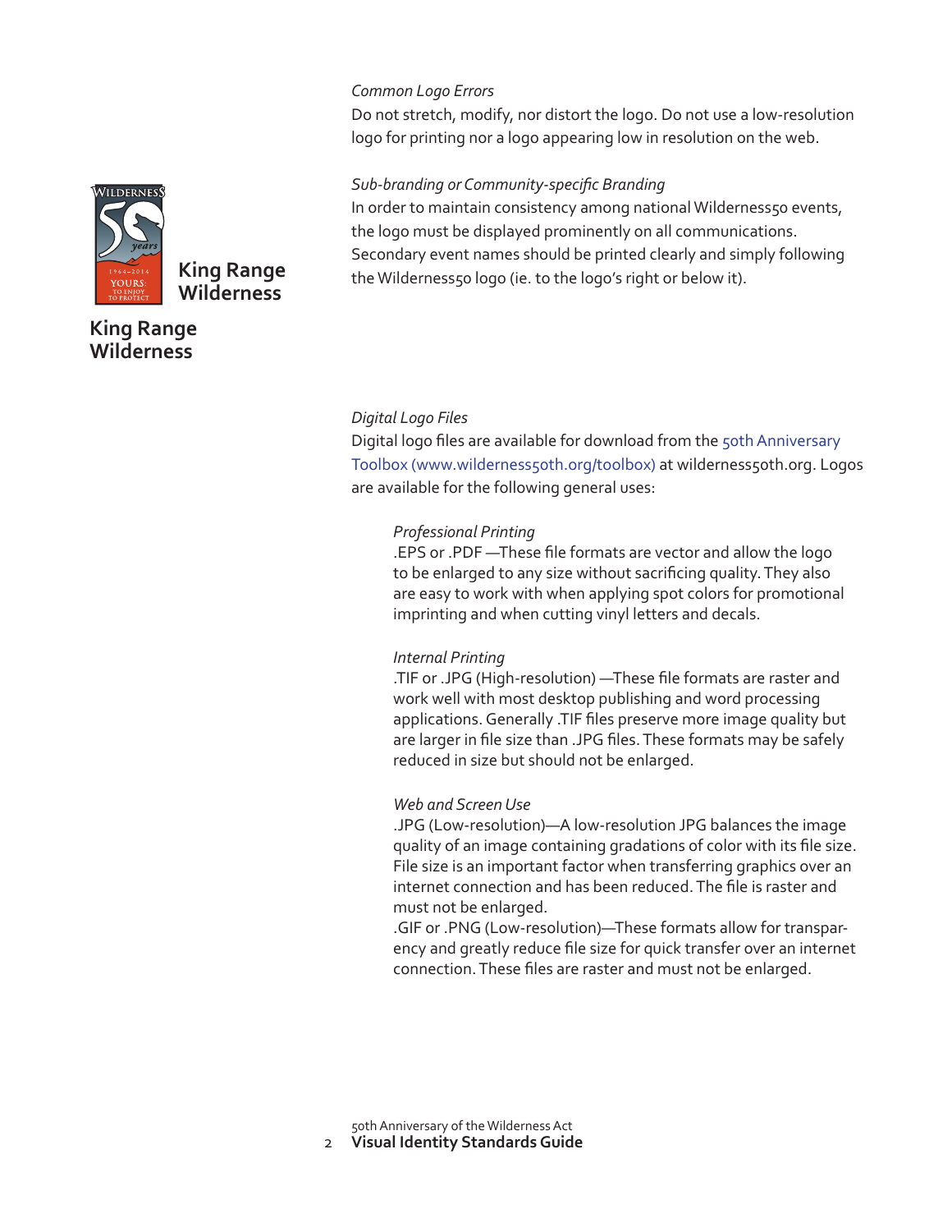*Common Logo Errors*

Do not stretch, modify, nor distort the logo. Do not use a low-resolution logo for printing nor a logo appearing low in resolution on the web.

*Sub-branding or Community-specific Branding*

In order to maintain consistency among national Wilderness50 events, the logo must be displayed prominently on all communications. Secondary event names should be printed clearly and simply following the Wilderness50 logo (ie. to the logo's right or below it).

**King Range Wilderness**

**King Range Wilderness**

*Digital Logo Files*

Digital logo files are available for download from the 50th Anniversary Toolbox (www.wilderness50th.org/toolbox) at wilderness50th.org. Logos are available for the following general uses:

> *Professional Printing*
>
> .EPS or .PDF —These file formats are vector and allow the logo to be enlarged to any size without sacrificing quality. They also are easy to work with when applying spot colors for promotional imprinting and when cutting vinyl letters and decals.
>
> *Internal Printing*
>
> .TIF or .JPG (High-resolution) —These file formats are raster and work well with most desktop publishing and word processing applications. Generally .TIF files preserve more image quality but are larger in file size than .JPG files. These formats may be safely reduced in size but should not be enlarged.
>
> *Web and Screen Use*
>
> .JPG (Low-resolution)—A low-resolution JPG balances the image quality of an image containing gradations of color with its file size. File size is an important factor when transferring graphics over an internet connection and has been reduced. The file is raster and must not be enlarged.
>
> .GIF or .PNG (Low-resolution)—These formats allow for transparency and greatly reduce file size for quick transfer over an internet connection. These files are raster and must not be enlarged.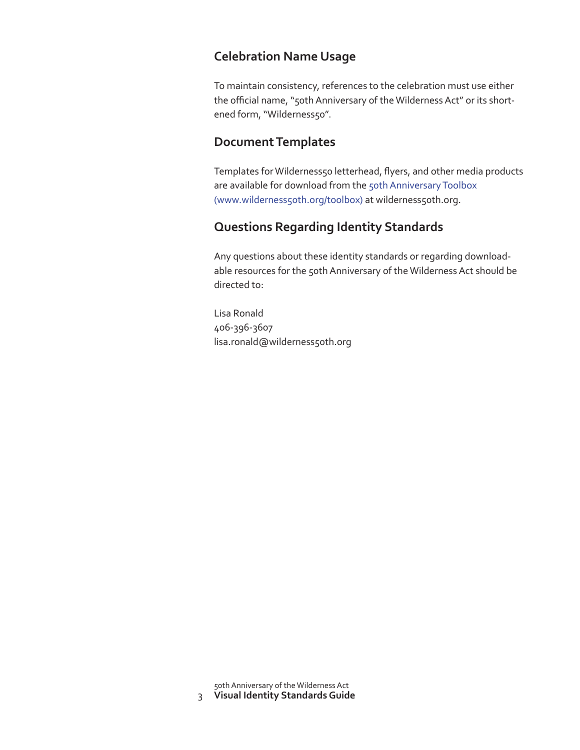## Celebration Name Usage

To maintain consistency, references to the celebration must use either the official name, "50th Anniversary of the Wilderness Act" or its shortened form, "Wilderness50".

## Document Templates

Templates for Wilderness50 letterhead, flyers, and other media products are available for download from the 50th Anniversary Toolbox (www.wilderness50th.org/toolbox) at wilderness50th.org.

## Questions Regarding Identity Standards

Any questions about these identity standards or regarding downloadable resources for the 50th Anniversary of the Wilderness Act should be directed to:

Lisa Ronald
406-396-3607
lisa.ronald@wilderness50th.org